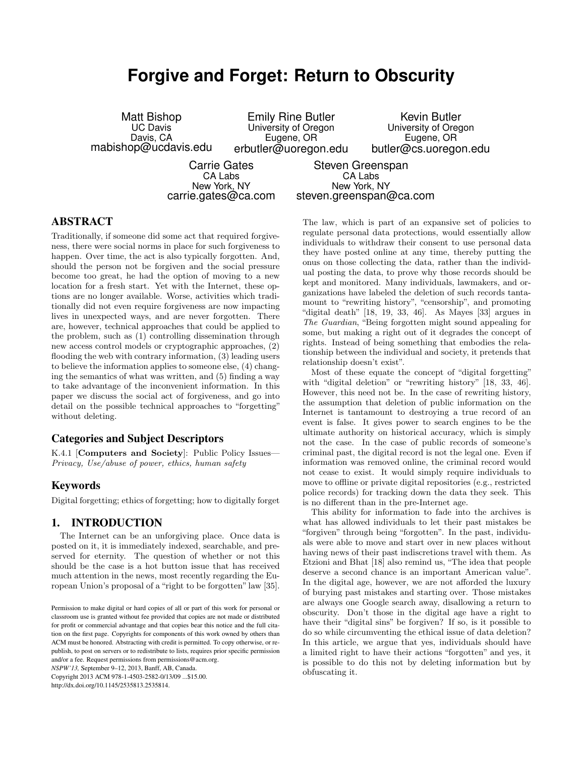# Forgive and Forget: Return to Obscurity

Matt Bishop
UC Davis
Davis, CA
mabishop@ucdavis.edu

Emily Rine Butler
University of Oregon
Eugene, OR
erbutler@uoregon.edu

Kevin Butler
University of Oregon
Eugene, OR
butler@cs.uoregon.edu

Carrie Gates
CA Labs
New York, NY
carrie.gates@ca.com

Steven Greenspan
CA Labs
New York, NY
steven.greenspan@ca.com

## ABSTRACT

Traditionally, if someone did some act that required forgiveness, there were social norms in place for such forgiveness to happen. Over time, the act is also typically forgotten. And, should the person not be forgiven and the social pressure become too great, he had the option of moving to a new location for a fresh start. Yet with the Internet, these options are no longer available. Worse, activities which traditionally did not even require forgiveness are now impacting lives in unexpected ways, and are never forgotten. There are, however, technical approaches that could be applied to the problem, such as (1) controlling dissemination through new access control models or cryptographic approaches, (2) flooding the web with contrary information, (3) leading users to believe the information applies to someone else, (4) changing the semantics of what was written, and (5) finding a way to take advantage of the inconvenient information. In this paper we discuss the social act of forgiveness, and go into detail on the possible technical approaches to "forgetting" without deleting.

### Categories and Subject Descriptors

K.4.1 [**Computers and Society**]: Public Policy Issues—*Privacy, Use/abuse of power, ethics, human safety*

### Keywords

Digital forgetting; ethics of forgetting; how to digitally forget

## 1. INTRODUCTION

The Internet can be an unforgiving place. Once data is posted on it, it is immediately indexed, searchable, and preserved for eternity. The question of whether or not this should be the case is a hot button issue that has received much attention in the news, most recently regarding the European Union's proposal of a "right to be forgotten" law [35].

Permission to make digital or hard copies of all or part of this work for personal or classroom use is granted without fee provided that copies are not made or distributed for profit or commercial advantage and that copies bear this notice and the full citation on the first page. Copyrights for components of this work owned by others than ACM must be honored. Abstracting with credit is permitted. To copy otherwise, or republish, to post on servers or to redistribute to lists, requires prior specific permission and/or a fee. Request permissions from permissions@acm.org.
*NSPW'13,* September 9–12, 2013, Banff, AB, Canada.
Copyright 2013 ACM 978-1-4503-2582-0/13/09 ...$15.00.
http://dx.doi.org/10.1145/2535813.2535814.

The law, which is part of an expansive set of policies to regulate personal data protections, would essentially allow individuals to withdraw their consent to use personal data they have posted online at any time, thereby putting the onus on those collecting the data, rather than the individual posting the data, to prove why those records should be kept and monitored. Many individuals, lawmakers, and organizations have labeled the deletion of such records tantamount to "rewriting history", "censorship", and promoting "digital death" [18, 19, 33, 46]. As Mayes [33] argues in *The Guardian*, "Being forgotten might sound appealing for some, but making a right out of it degrades the concept of rights. Instead of being something that embodies the relationship between the individual and society, it pretends that relationship doesn't exist".

Most of these equate the concept of "digital forgetting" with "digital deletion" or "rewriting history" [18, 33, 46]. However, this need not be. In the case of rewriting history, the assumption that deletion of public information on the Internet is tantamount to destroying a true record of an event is false. It gives power to search engines to be the ultimate authority on historical accuracy, which is simply not the case. In the case of public records of someone's criminal past, the digital record is not the legal one. Even if information was removed online, the criminal record would not cease to exist. It would simply require individuals to move to offline or private digital repositories (e.g., restricted police records) for tracking down the data they seek. This is no different than in the pre-Internet age.

This ability for information to fade into the archives is what has allowed individuals to let their past mistakes be "forgiven" through being "forgotten". In the past, individuals were able to move and start over in new places without having news of their past indiscretions travel with them. As Etzioni and Bhat [18] also remind us, "The idea that people deserve a second chance is an important American value". In the digital age, however, we are not afforded the luxury of burying past mistakes and starting over. Those mistakes are always one Google search away, disallowing a return to obscurity. Don't those in the digital age have a right to have their "digital sins" be forgiven? If so, is it possible to do so while circumventing the ethical issue of data deletion? In this article, we argue that yes, individuals should have a limited right to have their actions "forgotten" and yes, it is possible to do this not by deleting information but by obfuscating it.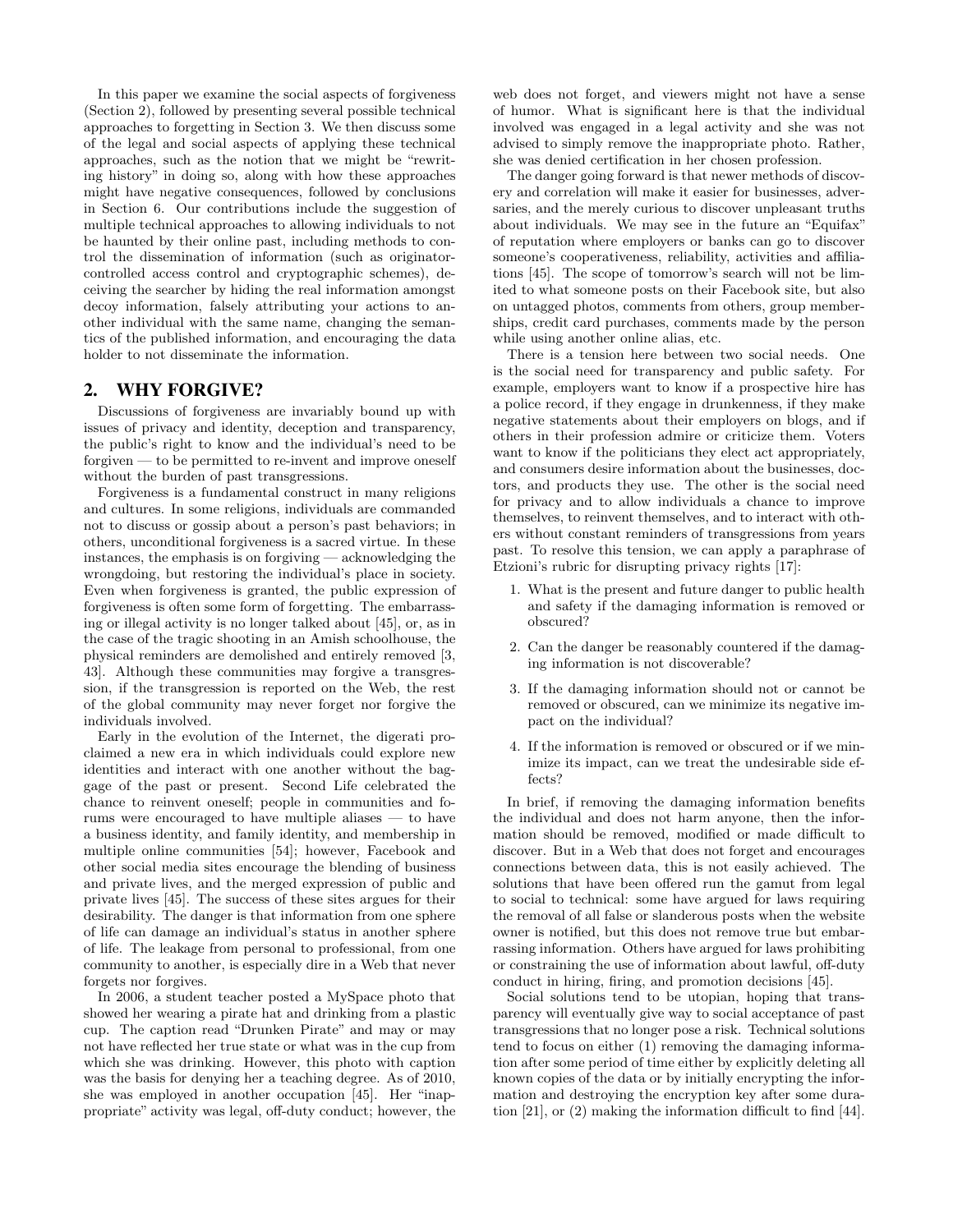In this paper we examine the social aspects of forgiveness (Section 2), followed by presenting several possible technical approaches to forgetting in Section 3. We then discuss some of the legal and social aspects of applying these technical approaches, such as the notion that we might be "rewriting history" in doing so, along with how these approaches might have negative consequences, followed by conclusions in Section 6. Our contributions include the suggestion of multiple technical approaches to allowing individuals to not be haunted by their online past, including methods to control the dissemination of information (such as originator-controlled access control and cryptographic schemes), deceiving the searcher by hiding the real information amongst decoy information, falsely attributing your actions to another individual with the same name, changing the semantics of the published information, and encouraging the data holder to not disseminate the information.

## 2. WHY FORGIVE?

Discussions of forgiveness are invariably bound up with issues of privacy and identity, deception and transparency, the public's right to know and the individual's need to be forgiven — to be permitted to re-invent and improve oneself without the burden of past transgressions.

Forgiveness is a fundamental construct in many religions and cultures. In some religions, individuals are commanded not to discuss or gossip about a person's past behaviors; in others, unconditional forgiveness is a sacred virtue. In these instances, the emphasis is on forgiving — acknowledging the wrongdoing, but restoring the individual's place in society. Even when forgiveness is granted, the public expression of forgiveness is often some form of forgetting. The embarrassing or illegal activity is no longer talked about [45], or, as in the case of the tragic shooting in an Amish schoolhouse, the physical reminders are demolished and entirely removed [3, 43]. Although these communities may forgive a transgression, if the transgression is reported on the Web, the rest of the global community may never forget nor forgive the individuals involved.

Early in the evolution of the Internet, the digerati proclaimed a new era in which individuals could explore new identities and interact with one another without the baggage of the past or present. Second Life celebrated the chance to reinvent oneself; people in communities and forums were encouraged to have multiple aliases — to have a business identity, and family identity, and membership in multiple online communities [54]; however, Facebook and other social media sites encourage the blending of business and private lives, and the merged expression of public and private lives [45]. The success of these sites argues for their desirability. The danger is that information from one sphere of life can damage an individual's status in another sphere of life. The leakage from personal to professional, from one community to another, is especially dire in a Web that never forgets nor forgives.

In 2006, a student teacher posted a MySpace photo that showed her wearing a pirate hat and drinking from a plastic cup. The caption read "Drunken Pirate" and may or may not have reflected her true state or what was in the cup from which she was drinking. However, this photo with caption was the basis for denying her a teaching degree. As of 2010, she was employed in another occupation [45]. Her "inappropriate" activity was legal, off-duty conduct; however, the web does not forget, and viewers might not have a sense of humor. What is significant here is that the individual involved was engaged in a legal activity and she was not advised to simply remove the inappropriate photo. Rather, she was denied certification in her chosen profession.

The danger going forward is that newer methods of discovery and correlation will make it easier for businesses, adversaries, and the merely curious to discover unpleasant truths about individuals. We may see in the future an "Equifax" of reputation where employers or banks can go to discover someone's cooperativeness, reliability, activities and affiliations [45]. The scope of tomorrow's search will not be limited to what someone posts on their Facebook site, but also on untagged photos, comments from others, group memberships, credit card purchases, comments made by the person while using another online alias, etc.

There is a tension here between two social needs. One is the social need for transparency and public safety. For example, employers want to know if a prospective hire has a police record, if they engage in drunkenness, if they make negative statements about their employers on blogs, and if others in their profession admire or criticize them. Voters want to know if the politicians they elect act appropriately, and consumers desire information about the businesses, doctors, and products they use. The other is the social need for privacy and to allow individuals a chance to improve themselves, to reinvent themselves, and to interact with others without constant reminders of transgressions from years past. To resolve this tension, we can apply a paraphrase of Etzioni's rubric for disrupting privacy rights [17]:

1. What is the present and future danger to public health and safety if the damaging information is removed or obscured?
2. Can the danger be reasonably countered if the damaging information is not discoverable?
3. If the damaging information should not or cannot be removed or obscured, can we minimize its negative impact on the individual?
4. If the information is removed or obscured or if we minimize its impact, can we treat the undesirable side effects?

In brief, if removing the damaging information benefits the individual and does not harm anyone, then the information should be removed, modified or made difficult to discover. But in a Web that does not forget and encourages connections between data, this is not easily achieved. The solutions that have been offered run the gamut from legal to social to technical: some have argued for laws requiring the removal of all false or slanderous posts when the website owner is notified, but this does not remove true but embarrassing information. Others have argued for laws prohibiting or constraining the use of information about lawful, off-duty conduct in hiring, firing, and promotion decisions [45].

Social solutions tend to be utopian, hoping that transparency will eventually give way to social acceptance of past transgressions that no longer pose a risk. Technical solutions tend to focus on either (1) removing the damaging information after some period of time either by explicitly deleting all known copies of the data or by initially encrypting the information and destroying the encryption key after some duration [21], or (2) making the information difficult to find [44].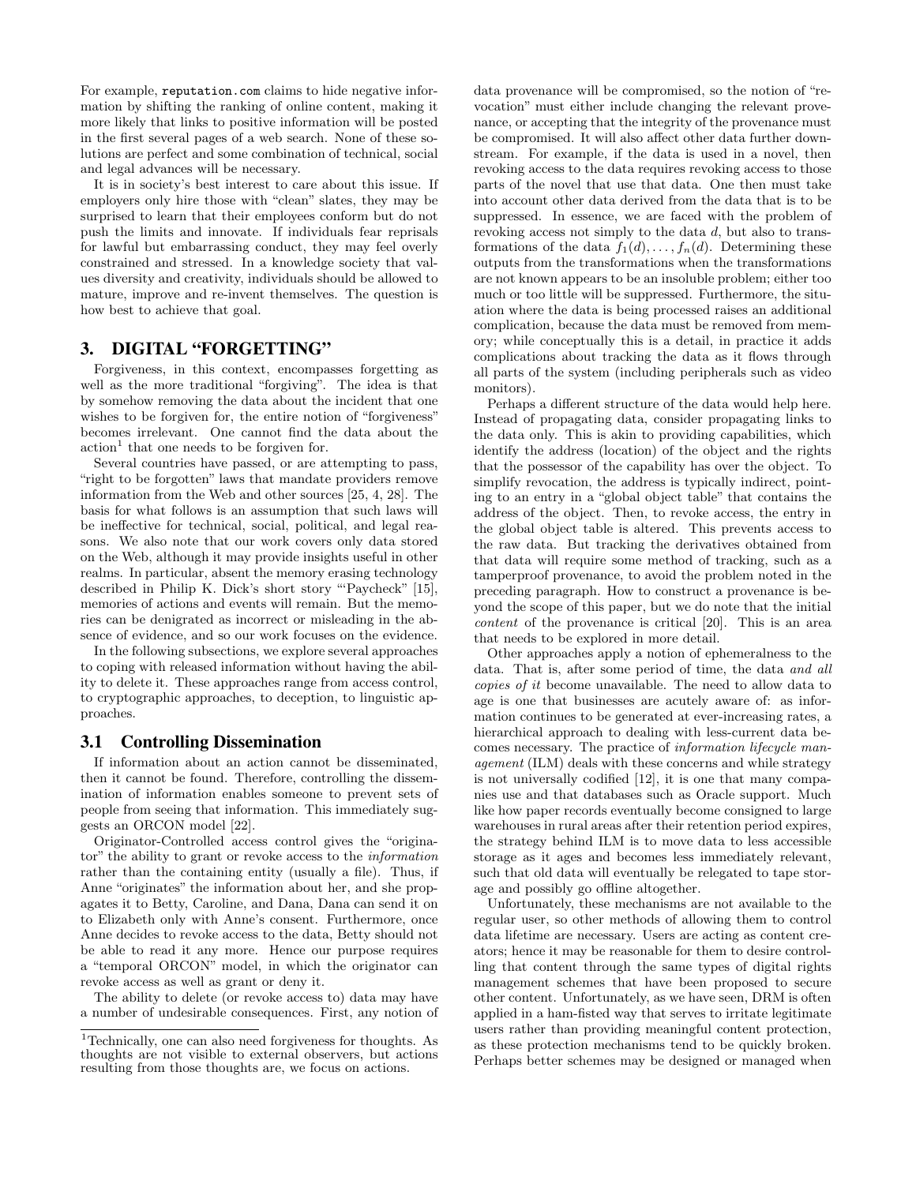For example, reputation.com claims to hide negative information by shifting the ranking of online content, making it more likely that links to positive information will be posted in the first several pages of a web search. None of these solutions are perfect and some combination of technical, social and legal advances will be necessary.

It is in society's best interest to care about this issue. If employers only hire those with "clean" slates, they may be surprised to learn that their employees conform but do not push the limits and innovate. If individuals fear reprisals for lawful but embarrassing conduct, they may feel overly constrained and stressed. In a knowledge society that values diversity and creativity, individuals should be allowed to mature, improve and re-invent themselves. The question is how best to achieve that goal.

## 3. DIGITAL "FORGETTING"

Forgiveness, in this context, encompasses forgetting as well as the more traditional "forgiving". The idea is that by somehow removing the data about the incident that one wishes to be forgiven for, the entire notion of "forgiveness" becomes irrelevant. One cannot find the data about the action[1] that one needs to be forgiven for.

Several countries have passed, or are attempting to pass, "right to be forgotten" laws that mandate providers remove information from the Web and other sources [25, 4, 28]. The basis for what follows is an assumption that such laws will be ineffective for technical, social, political, and legal reasons. We also note that our work covers only data stored on the Web, although it may provide insights useful in other realms. In particular, absent the memory erasing technology described in Philip K. Dick's short story "'Paycheck" [15], memories of actions and events will remain. But the memories can be denigrated as incorrect or misleading in the absence of evidence, and so our work focuses on the evidence.

In the following subsections, we explore several approaches to coping with released information without having the ability to delete it. These approaches range from access control, to cryptographic approaches, to deception, to linguistic approaches.

### 3.1 Controlling Dissemination

If information about an action cannot be disseminated, then it cannot be found. Therefore, controlling the dissemination of information enables someone to prevent sets of people from seeing that information. This immediately suggests an ORCON model [22].

Originator-Controlled access control gives the "originator" the ability to grant or revoke access to the *information* rather than the containing entity (usually a file). Thus, if Anne "originates" the information about her, and she propagates it to Betty, Caroline, and Dana, Dana can send it on to Elizabeth only with Anne's consent. Furthermore, once Anne decides to revoke access to the data, Betty should not be able to read it any more. Hence our purpose requires a "temporal ORCON" model, in which the originator can revoke access as well as grant or deny it.

The ability to delete (or revoke access to) data may have a number of undesirable consequences. First, any notion of data provenance will be compromised, so the notion of "revocation" must either include changing the relevant provenance, or accepting that the integrity of the provenance must be compromised. It will also affect other data further downstream. For example, if the data is used in a novel, then revoking access to the data requires revoking access to those parts of the novel that use that data. One then must take into account other data derived from the data that is to be suppressed. In essence, we are faced with the problem of revoking access not simply to the data $d$, but also to transformations of the data $f_1(d), \ldots, f_n(d)$. Determining these outputs from the transformations when the transformations are not known appears to be an insoluble problem; either too much or too little will be suppressed. Furthermore, the situation where the data is being processed raises an additional complication, because the data must be removed from memory; while conceptually this is a detail, in practice it adds complications about tracking the data as it flows through all parts of the system (including peripherals such as video monitors).

Perhaps a different structure of the data would help here. Instead of propagating data, consider propagating links to the data only. This is akin to providing capabilities, which identify the address (location) of the object and the rights that the possessor of the capability has over the object. To simplify revocation, the address is typically indirect, pointing to an entry in a "global object table" that contains the address of the object. Then, to revoke access, the entry in the global object table is altered. This prevents access to the raw data. But tracking the derivatives obtained from that data will require some method of tracking, such as a tamperproof provenance, to avoid the problem noted in the preceding paragraph. How to construct a provenance is beyond the scope of this paper, but we do note that the initial *content* of the provenance is critical [20]. This is an area that needs to be explored in more detail.

Other approaches apply a notion of ephemeralness to the data. That is, after some period of time, the data *and all copies of it* become unavailable. The need to allow data to age is one that businesses are acutely aware of: as information continues to be generated at ever-increasing rates, a hierarchical approach to dealing with less-current data becomes necessary. The practice of *information lifecycle management* (ILM) deals with these concerns and while strategy is not universally codified [12], it is one that many companies use and that databases such as Oracle support. Much like how paper records eventually become consigned to large warehouses in rural areas after their retention period expires, the strategy behind ILM is to move data to less accessible storage as it ages and becomes less immediately relevant, such that old data will eventually be relegated to tape storage and possibly go offline altogether.

Unfortunately, these mechanisms are not available to the regular user, so other methods of allowing them to control data lifetime are necessary. Users are acting as content creators; hence it may be reasonable for them to desire controlling that content through the same types of digital rights management schemes that have been proposed to secure other content. Unfortunately, as we have seen, DRM is often applied in a ham-fisted way that serves to irritate legitimate users rather than providing meaningful content protection, as these protection mechanisms tend to be quickly broken. Perhaps better schemes may be designed or managed when

[1]Technically, one can also need forgiveness for thoughts. As thoughts are not visible to external observers, but actions resulting from those thoughts are, we focus on actions.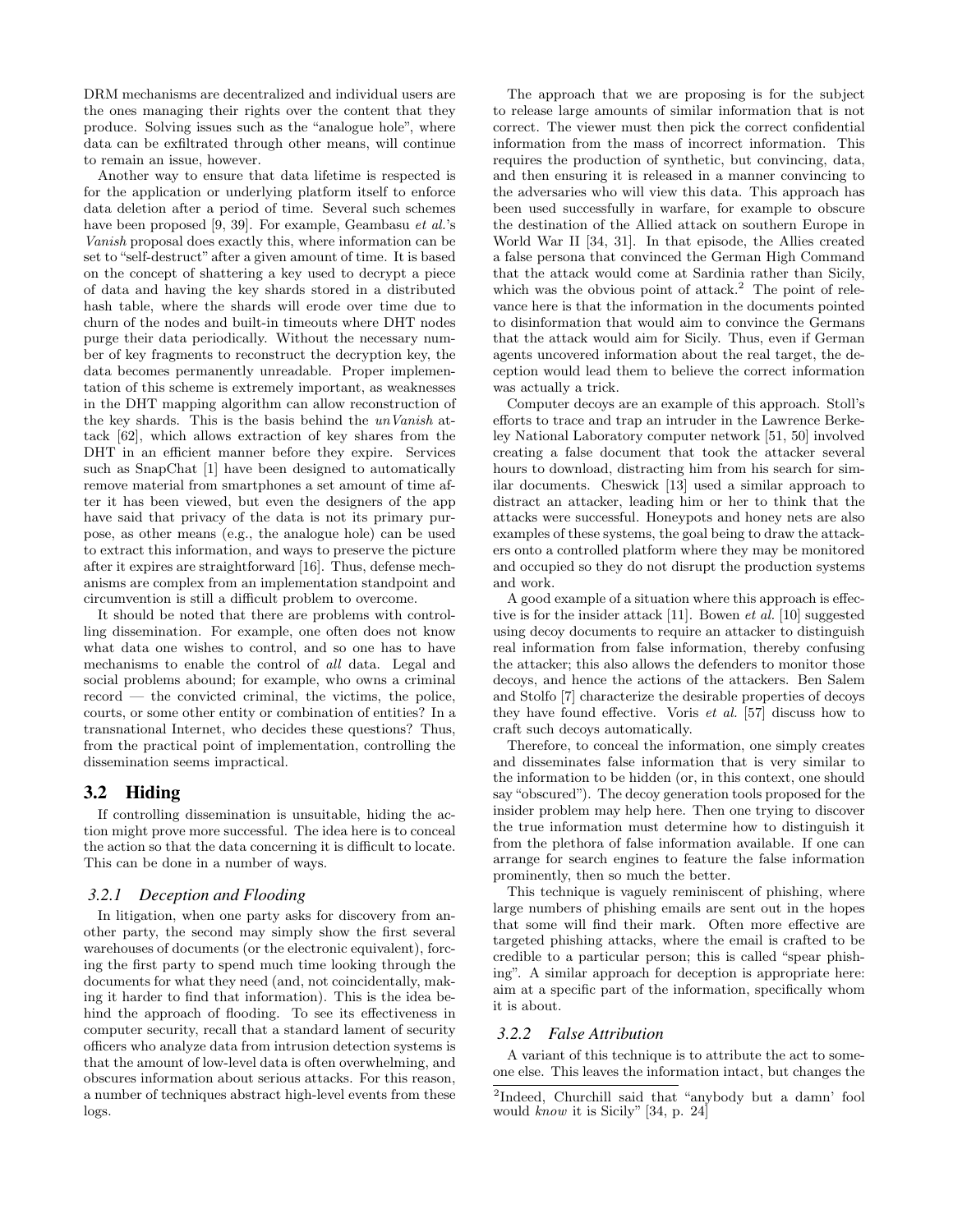DRM mechanisms are decentralized and individual users are the ones managing their rights over the content that they produce. Solving issues such as the "analogue hole", where data can be exfiltrated through other means, will continue to remain an issue, however.

Another way to ensure that data lifetime is respected is for the application or underlying platform itself to enforce data deletion after a period of time. Several such schemes have been proposed [9, 39]. For example, Geambasu *et al.*'s *Vanish* proposal does exactly this, where information can be set to "self-destruct" after a given amount of time. It is based on the concept of shattering a key used to decrypt a piece of data and having the key shards stored in a distributed hash table, where the shards will erode over time due to churn of the nodes and built-in timeouts where DHT nodes purge their data periodically. Without the necessary number of key fragments to reconstruct the decryption key, the data becomes permanently unreadable. Proper implementation of this scheme is extremely important, as weaknesses in the DHT mapping algorithm can allow reconstruction of the key shards. This is the basis behind the *unVanish* attack [62], which allows extraction of key shares from the DHT in an efficient manner before they expire. Services such as SnapChat [1] have been designed to automatically remove material from smartphones a set amount of time after it has been viewed, but even the designers of the app have said that privacy of the data is not its primary purpose, as other means (e.g., the analogue hole) can be used to extract this information, and ways to preserve the picture after it expires are straightforward [16]. Thus, defense mechanisms are complex from an implementation standpoint and circumvention is still a difficult problem to overcome.

It should be noted that there are problems with controlling dissemination. For example, one often does not know what data one wishes to control, and so one has to have mechanisms to enable the control of *all* data. Legal and social problems abound; for example, who owns a criminal record — the convicted criminal, the victims, the police, courts, or some other entity or combination of entities? In a transnational Internet, who decides these questions? Thus, from the practical point of implementation, controlling the dissemination seems impractical.

## 3.2 Hiding

If controlling dissemination is unsuitable, hiding the action might prove more successful. The idea here is to conceal the action so that the data concerning it is difficult to locate. This can be done in a number of ways.

### *3.2.1 Deception and Flooding*

In litigation, when one party asks for discovery from another party, the second may simply show the first several warehouses of documents (or the electronic equivalent), forcing the first party to spend much time looking through the documents for what they need (and, not coincidentally, making it harder to find that information). This is the idea behind the approach of flooding. To see its effectiveness in computer security, recall that a standard lament of security officers who analyze data from intrusion detection systems is that the amount of low-level data is often overwhelming, and obscures information about serious attacks. For this reason, a number of techniques abstract high-level events from these logs.

The approach that we are proposing is for the subject to release large amounts of similar information that is not correct. The viewer must then pick the correct confidential information from the mass of incorrect information. This requires the production of synthetic, but convincing, data, and then ensuring it is released in a manner convincing to the adversaries who will view this data. This approach has been used successfully in warfare, for example to obscure the destination of the Allied attack on southern Europe in World War II [34, 31]. In that episode, the Allies created a false persona that convinced the German High Command that the attack would come at Sardinia rather than Sicily, which was the obvious point of attack.[2] The point of relevance here is that the information in the documents pointed to disinformation that would aim to convince the Germans that the attack would aim for Sicily. Thus, even if German agents uncovered information about the real target, the deception would lead them to believe the correct information was actually a trick.

Computer decoys are an example of this approach. Stoll's efforts to trace and trap an intruder in the Lawrence Berkeley National Laboratory computer network [51, 50] involved creating a false document that took the attacker several hours to download, distracting him from his search for similar documents. Cheswick [13] used a similar approach to distract an attacker, leading him or her to think that the attacks were successful. Honeypots and honey nets are also examples of these systems, the goal being to draw the attackers onto a controlled platform where they may be monitored and occupied so they do not disrupt the production systems and work.

A good example of a situation where this approach is effective is for the insider attack [11]. Bowen *et al.* [10] suggested using decoy documents to require an attacker to distinguish real information from false information, thereby confusing the attacker; this also allows the defenders to monitor those decoys, and hence the actions of the attackers. Ben Salem and Stolfo [7] characterize the desirable properties of decoys they have found effective. Voris *et al.* [57] discuss how to craft such decoys automatically.

Therefore, to conceal the information, one simply creates and disseminates false information that is very similar to the information to be hidden (or, in this context, one should say "obscured"). The decoy generation tools proposed for the insider problem may help here. Then one trying to discover the true information must determine how to distinguish it from the plethora of false information available. If one can arrange for search engines to feature the false information prominently, then so much the better.

This technique is vaguely reminiscent of phishing, where large numbers of phishing emails are sent out in the hopes that some will find their mark. Often more effective are targeted phishing attacks, where the email is crafted to be credible to a particular person; this is called "spear phishing". A similar approach for deception is appropriate here: aim at a specific part of the information, specifically whom it is about.

### *3.2.2 False Attribution*

A variant of this technique is to attribute the act to someone else. This leaves the information intact, but changes the

[2] Indeed, Churchill said that "anybody but a damn' fool would *know* it is Sicily" [34, p. 24]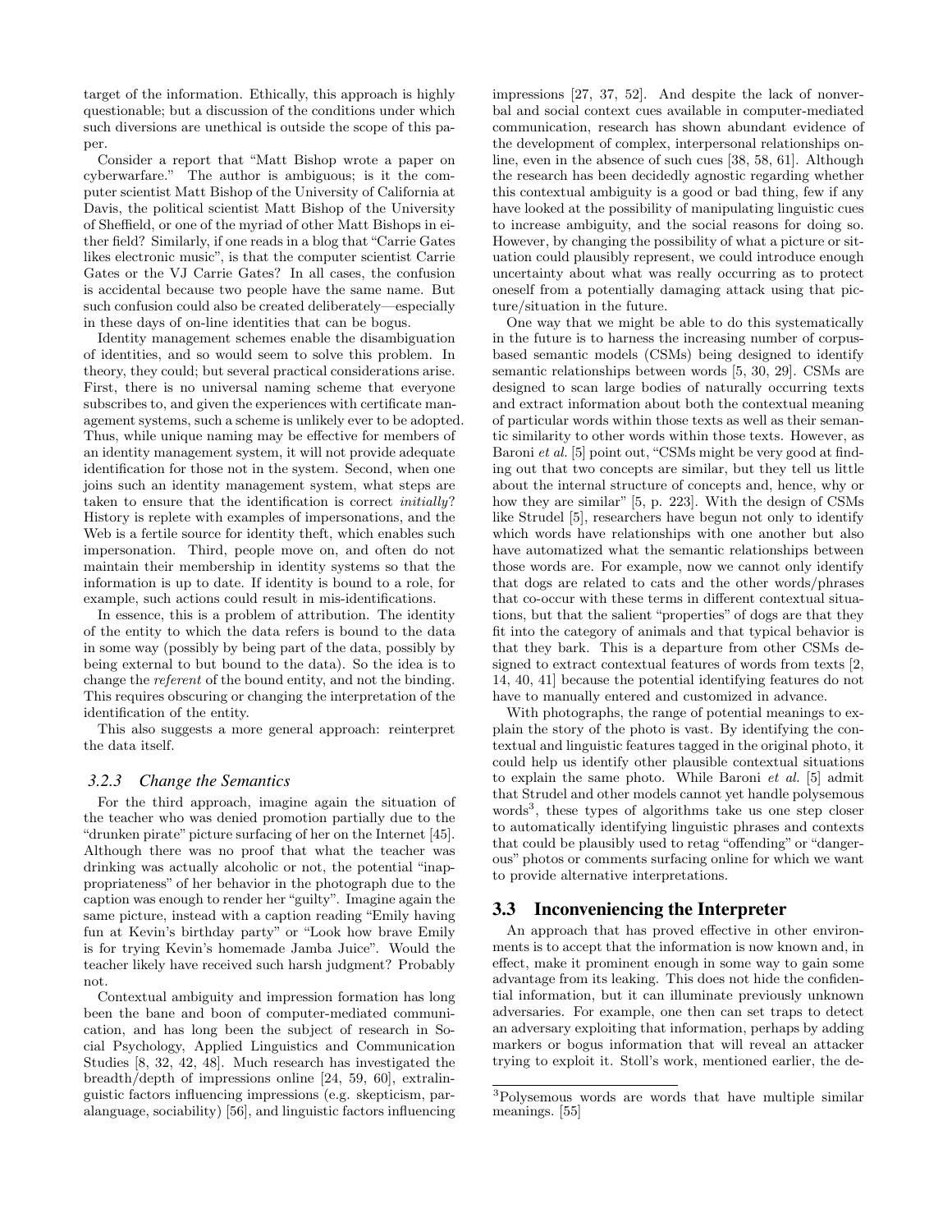target of the information. Ethically, this approach is highly questionable; but a discussion of the conditions under which such diversions are unethical is outside the scope of this paper.

Consider a report that "Matt Bishop wrote a paper on cyberwarfare." The author is ambiguous; is it the computer scientist Matt Bishop of the University of California at Davis, the political scientist Matt Bishop of the University of Sheffield, or one of the myriad of other Matt Bishops in either field? Similarly, if one reads in a blog that "Carrie Gates likes electronic music", is that the computer scientist Carrie Gates or the VJ Carrie Gates? In all cases, the confusion is accidental because two people have the same name. But such confusion could also be created deliberately—especially in these days of on-line identities that can be bogus.

Identity management schemes enable the disambiguation of identities, and so would seem to solve this problem. In theory, they could; but several practical considerations arise. First, there is no universal naming scheme that everyone subscribes to, and given the experiences with certificate management systems, such a scheme is unlikely ever to be adopted. Thus, while unique naming may be effective for members of an identity management system, it will not provide adequate identification for those not in the system. Second, when one joins such an identity management system, what steps are taken to ensure that the identification is correct *initially*? History is replete with examples of impersonations, and the Web is a fertile source for identity theft, which enables such impersonation. Third, people move on, and often do not maintain their membership in identity systems so that the information is up to date. If identity is bound to a role, for example, such actions could result in mis-identifications.

In essence, this is a problem of attribution. The identity of the entity to which the data refers is bound to the data in some way (possibly by being part of the data, possibly by being external to but bound to the data). So the idea is to change the *referent* of the bound entity, and not the binding. This requires obscuring or changing the interpretation of the identification of the entity.

This also suggests a more general approach: reinterpret the data itself.

#### 3.2.3 Change the Semantics

For the third approach, imagine again the situation of the teacher who was denied promotion partially due to the "drunken pirate" picture surfacing of her on the Internet [45]. Although there was no proof that what the teacher was drinking was actually alcoholic or not, the potential "inappropriateness" of her behavior in the photograph due to the caption was enough to render her "guilty". Imagine again the same picture, instead with a caption reading "Emily having fun at Kevin's birthday party" or "Look how brave Emily is for trying Kevin's homemade Jamba Juice". Would the teacher likely have received such harsh judgment? Probably not.

Contextual ambiguity and impression formation has long been the bane and boon of computer-mediated communication, and has long been the subject of research in Social Psychology, Applied Linguistics and Communication Studies [8, 32, 42, 48]. Much research has investigated the breadth/depth of impressions online [24, 59, 60], extralinguistic factors influencing impressions (e.g. skepticism, paralanguage, sociability) [56], and linguistic factors influencing impressions [27, 37, 52]. And despite the lack of nonverbal and social context cues available in computer-mediated communication, research has shown abundant evidence of the development of complex, interpersonal relationships online, even in the absence of such cues [38, 58, 61]. Although the research has been decidedly agnostic regarding whether this contextual ambiguity is a good or bad thing, few if any have looked at the possibility of manipulating linguistic cues to increase ambiguity, and the social reasons for doing so. However, by changing the possibility of what a picture or situation could plausibly represent, we could introduce enough uncertainty about what was really occurring as to protect oneself from a potentially damaging attack using that picture/situation in the future.

One way that we might be able to do this systematically in the future is to harness the increasing number of corpus-based semantic models (CSMs) being designed to identify semantic relationships between words [5, 30, 29]. CSMs are designed to scan large bodies of naturally occurring texts and extract information about both the contextual meaning of particular words within those texts as well as their semantic similarity to other words within those texts. However, as Baroni *et al.* [5] point out, "CSMs might be very good at finding out that two concepts are similar, but they tell us little about the internal structure of concepts and, hence, why or how they are similar" [5, p. 223]. With the design of CSMs like Strudel [5], researchers have begun not only to identify which words have relationships with one another but also have automatized what the semantic relationships between those words are. For example, now we cannot only identify that dogs are related to cats and the other words/phrases that co-occur with these terms in different contextual situations, but that the salient "properties" of dogs are that they fit into the category of animals and that typical behavior is that they bark. This is a departure from other CSMs designed to extract contextual features of words from texts [2, 14, 40, 41] because the potential identifying features do not have to manually entered and customized in advance.

With photographs, the range of potential meanings to explain the story of the photo is vast. By identifying the contextual and linguistic features tagged in the original photo, it could help us identify other plausible contextual situations to explain the same photo. While Baroni *et al.* [5] admit that Strudel and other models cannot yet handle polysemous words[3], these types of algorithms take us one step closer to automatically identifying linguistic phrases and contexts that could be plausibly used to retag "offending" or "dangerous" photos or comments surfacing online for which we want to provide alternative interpretations.

## 3.3 Inconveniencing the Interpreter

An approach that has proved effective in other environments is to accept that the information is now known and, in effect, make it prominent enough in some way to gain some advantage from its leaking. This does not hide the confidential information, but it can illuminate previously unknown adversaries. For example, one then can set traps to detect an adversary exploiting that information, perhaps by adding markers or bogus information that will reveal an attacker trying to exploit it. Stoll's work, mentioned earlier, the de-

[3]Polysemous words are words that have multiple similar meanings. [55]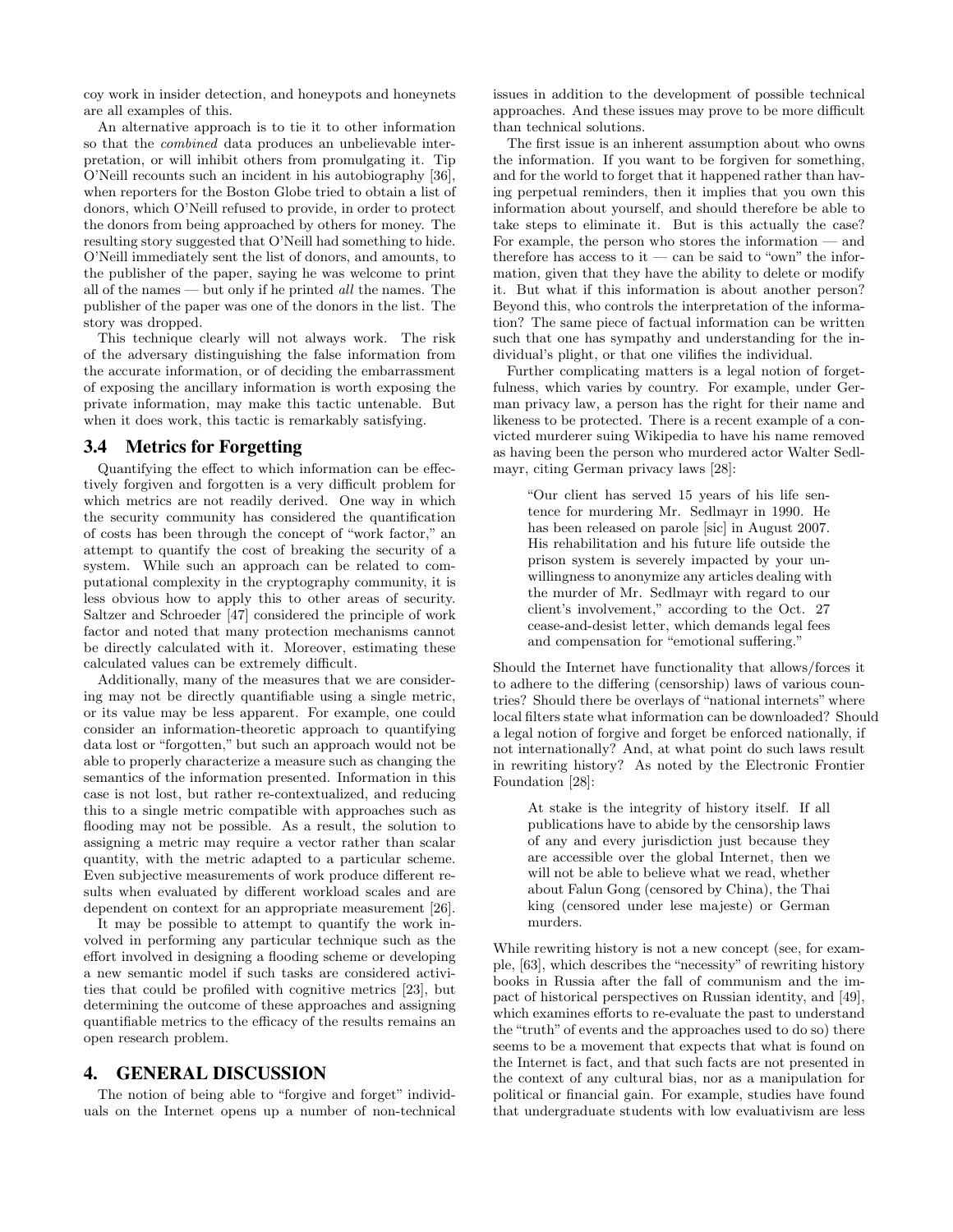coy work in insider detection, and honeypots and honeynets are all examples of this.

An alternative approach is to tie it to other information so that the *combined* data produces an unbelievable interpretation, or will inhibit others from promulgating it. Tip O'Neill recounts such an incident in his autobiography [36], when reporters for the Boston Globe tried to obtain a list of donors, which O'Neill refused to provide, in order to protect the donors from being approached by others for money. The resulting story suggested that O'Neill had something to hide. O'Neill immediately sent the list of donors, and amounts, to the publisher of the paper, saying he was welcome to print all of the names — but only if he printed *all* the names. The publisher of the paper was one of the donors in the list. The story was dropped.

This technique clearly will not always work. The risk of the adversary distinguishing the false information from the accurate information, or of deciding the embarrassment of exposing the ancillary information is worth exposing the private information, may make this tactic untenable. But when it does work, this tactic is remarkably satisfying.

### 3.4 Metrics for Forgetting

Quantifying the effect to which information can be effectively forgiven and forgotten is a very difficult problem for which metrics are not readily derived. One way in which the security community has considered the quantification of costs has been through the concept of "work factor," an attempt to quantify the cost of breaking the security of a system. While such an approach can be related to computational complexity in the cryptography community, it is less obvious how to apply this to other areas of security. Saltzer and Schroeder [47] considered the principle of work factor and noted that many protection mechanisms cannot be directly calculated with it. Moreover, estimating these calculated values can be extremely difficult.

Additionally, many of the measures that we are considering may not be directly quantifiable using a single metric, or its value may be less apparent. For example, one could consider an information-theoretic approach to quantifying data lost or "forgotten," but such an approach would not be able to properly characterize a measure such as changing the semantics of the information presented. Information in this case is not lost, but rather re-contextualized, and reducing this to a single metric compatible with approaches such as flooding may not be possible. As a result, the solution to assigning a metric may require a vector rather than scalar quantity, with the metric adapted to a particular scheme. Even subjective measurements of work produce different results when evaluated by different workload scales and are dependent on context for an appropriate measurement [26].

It may be possible to attempt to quantify the work involved in performing any particular technique such as the effort involved in designing a flooding scheme or developing a new semantic model if such tasks are considered activities that could be profiled with cognitive metrics [23], but determining the outcome of these approaches and assigning quantifiable metrics to the efficacy of the results remains an open research problem.

## 4. GENERAL DISCUSSION

The notion of being able to "forgive and forget" individuals on the Internet opens up a number of non-technical issues in addition to the development of possible technical approaches. And these issues may prove to be more difficult than technical solutions.

The first issue is an inherent assumption about who owns the information. If you want to be forgiven for something, and for the world to forget that it happened rather than having perpetual reminders, then it implies that you own this information about yourself, and should therefore be able to take steps to eliminate it. But is this actually the case? For example, the person who stores the information — and therefore has access to it — can be said to "own" the information, given that they have the ability to delete or modify it. But what if this information is about another person? Beyond this, who controls the interpretation of the information? The same piece of factual information can be written such that one has sympathy and understanding for the individual's plight, or that one vilifies the individual.

Further complicating matters is a legal notion of forgetfulness, which varies by country. For example, under German privacy law, a person has the right for their name and likeness to be protected. There is a recent example of a convicted murderer suing Wikipedia to have his name removed as having been the person who murdered actor Walter Sedlmayr, citing German privacy laws [28]:

> "Our client has served 15 years of his life sentence for murdering Mr. Sedlmayr in 1990. He has been released on parole [sic] in August 2007. His rehabilitation and his future life outside the prison system is severely impacted by your unwillingness to anonymize any articles dealing with the murder of Mr. Sedlmayr with regard to our client's involvement," according to the Oct. 27 cease-and-desist letter, which demands legal fees and compensation for "emotional suffering."

Should the Internet have functionality that allows/forces it to adhere to the differing (censorship) laws of various countries? Should there be overlays of "national internets" where local filters state what information can be downloaded? Should a legal notion of forgive and forget be enforced nationally, if not internationally? And, at what point do such laws result in rewriting history? As noted by the Electronic Frontier Foundation [28]:

> At stake is the integrity of history itself. If all publications have to abide by the censorship laws of any and every jurisdiction just because they are accessible over the global Internet, then we will not be able to believe what we read, whether about Falun Gong (censored by China), the Thai king (censored under lese majeste) or German murders.

While rewriting history is not a new concept (see, for example, [63], which describes the "necessity" of rewriting history books in Russia after the fall of communism and the impact of historical perspectives on Russian identity, and [49], which examines efforts to re-evaluate the past to understand the "truth" of events and the approaches used to do so) there seems to be a movement that expects that what is found on the Internet is fact, and that such facts are not presented in the context of any cultural bias, nor as a manipulation for political or financial gain. For example, studies have found that undergraduate students with low evaluativism are less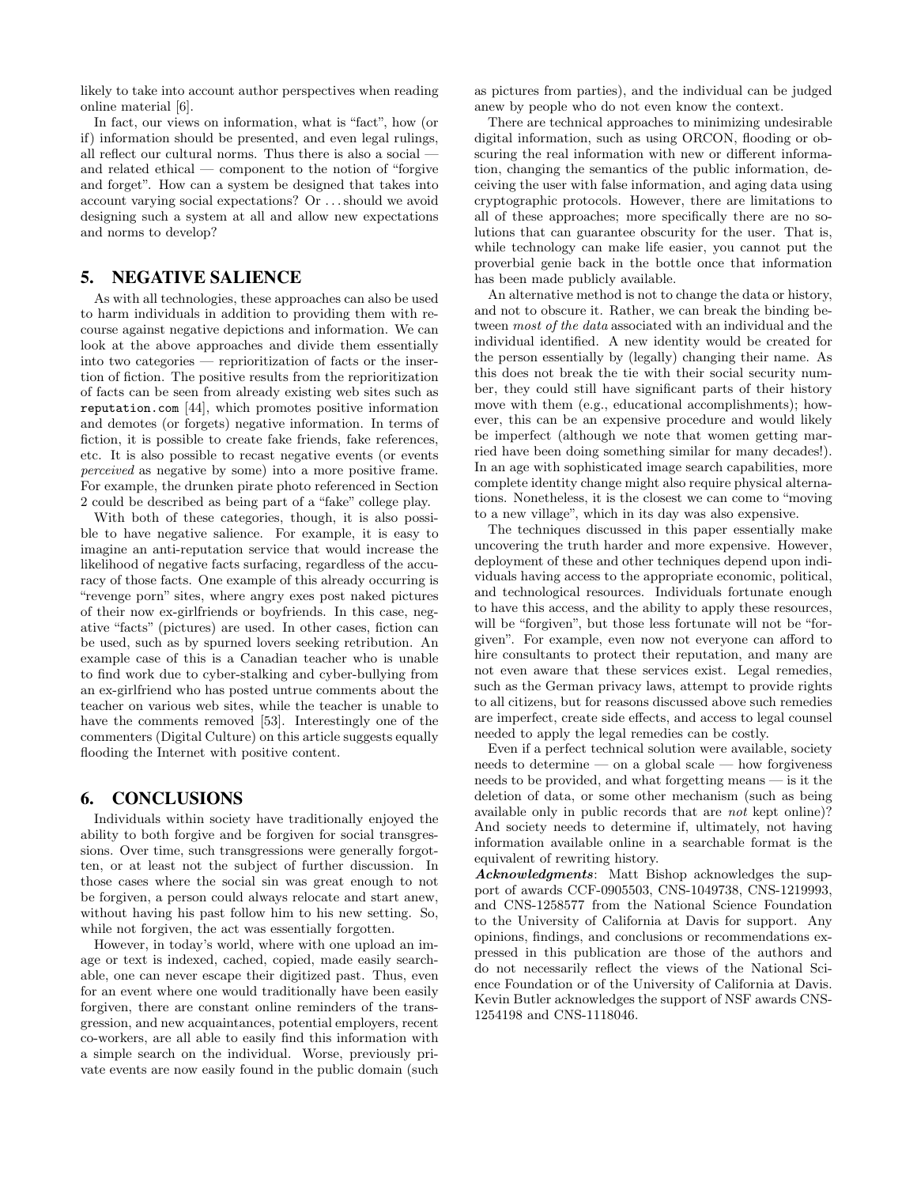likely to take into account author perspectives when reading online material [6].

In fact, our views on information, what is "fact", how (or if) information should be presented, and even legal rulings, all reflect our cultural norms. Thus there is also a social — and related ethical — component to the notion of "forgive and forget". How can a system be designed that takes into account varying social expectations? Or . . . should we avoid designing such a system at all and allow new expectations and norms to develop?

## 5. NEGATIVE SALIENCE

As with all technologies, these approaches can also be used to harm individuals in addition to providing them with recourse against negative depictions and information. We can look at the above approaches and divide them essentially into two categories — reprioritization of facts or the insertion of fiction. The positive results from the reprioritization of facts can be seen from already existing web sites such as `reputation.com` [44], which promotes positive information and demotes (or forgets) negative information. In terms of fiction, it is possible to create fake friends, fake references, etc. It is also possible to recast negative events (or events *perceived* as negative by some) into a more positive frame. For example, the drunken pirate photo referenced in Section 2 could be described as being part of a "fake" college play.

With both of these categories, though, it is also possible to have negative salience. For example, it is easy to imagine an anti-reputation service that would increase the likelihood of negative facts surfacing, regardless of the accuracy of those facts. One example of this already occurring is "revenge porn" sites, where angry exes post naked pictures of their now ex-girlfriends or boyfriends. In this case, negative "facts" (pictures) are used. In other cases, fiction can be used, such as by spurned lovers seeking retribution. An example case of this is a Canadian teacher who is unable to find work due to cyber-stalking and cyber-bullying from an ex-girlfriend who has posted untrue comments about the teacher on various web sites, while the teacher is unable to have the comments removed [53]. Interestingly one of the commenters (Digital Culture) on this article suggests equally flooding the Internet with positive content.

## 6. CONCLUSIONS

Individuals within society have traditionally enjoyed the ability to both forgive and be forgiven for social transgressions. Over time, such transgressions were generally forgotten, or at least not the subject of further discussion. In those cases where the social sin was great enough to not be forgiven, a person could always relocate and start anew, without having his past follow him to his new setting. So, while not forgiven, the act was essentially forgotten.

However, in today's world, where with one upload an image or text is indexed, cached, copied, made easily searchable, one can never escape their digitized past. Thus, even for an event where one would traditionally have been easily forgiven, there are constant online reminders of the transgression, and new acquaintances, potential employers, recent co-workers, are all able to easily find this information with a simple search on the individual. Worse, previously private events are now easily found in the public domain (such as pictures from parties), and the individual can be judged anew by people who do not even know the context.

There are technical approaches to minimizing undesirable digital information, such as using ORCON, flooding or obscuring the real information with new or different information, changing the semantics of the public information, deceiving the user with false information, and aging data using cryptographic protocols. However, there are limitations to all of these approaches; more specifically there are no solutions that can guarantee obscurity for the user. That is, while technology can make life easier, you cannot put the proverbial genie back in the bottle once that information has been made publicly available.

An alternative method is not to change the data or history, and not to obscure it. Rather, we can break the binding between *most of the data* associated with an individual and the individual identified. A new identity would be created for the person essentially by (legally) changing their name. As this does not break the tie with their social security number, they could still have significant parts of their history move with them (e.g., educational accomplishments); however, this can be an expensive procedure and would likely be imperfect (although we note that women getting married have been doing something similar for many decades!). In an age with sophisticated image search capabilities, more complete identity change might also require physical alternations. Nonetheless, it is the closest we can come to "moving to a new village", which in its day was also expensive.

The techniques discussed in this paper essentially make uncovering the truth harder and more expensive. However, deployment of these and other techniques depend upon individuals having access to the appropriate economic, political, and technological resources. Individuals fortunate enough to have this access, and the ability to apply these resources, will be "forgiven", but those less fortunate will not be "forgiven". For example, even now not everyone can afford to hire consultants to protect their reputation, and many are not even aware that these services exist. Legal remedies, such as the German privacy laws, attempt to provide rights to all citizens, but for reasons discussed above such remedies are imperfect, create side effects, and access to legal counsel needed to apply the legal remedies can be costly.

Even if a perfect technical solution were available, society needs to determine — on a global scale — how forgiveness needs to be provided, and what forgetting means — is it the deletion of data, or some other mechanism (such as being available only in public records that are *not* kept online)? And society needs to determine if, ultimately, not having information available online in a searchable format is the equivalent of rewriting history.

***Acknowledgments***: Matt Bishop acknowledges the support of awards CCF-0905503, CNS-1049738, CNS-1219993, and CNS-1258577 from the National Science Foundation to the University of California at Davis for support. Any opinions, findings, and conclusions or recommendations expressed in this publication are those of the authors and do not necessarily reflect the views of the National Science Foundation or of the University of California at Davis. Kevin Butler acknowledges the support of NSF awards CNS-1254198 and CNS-1118046.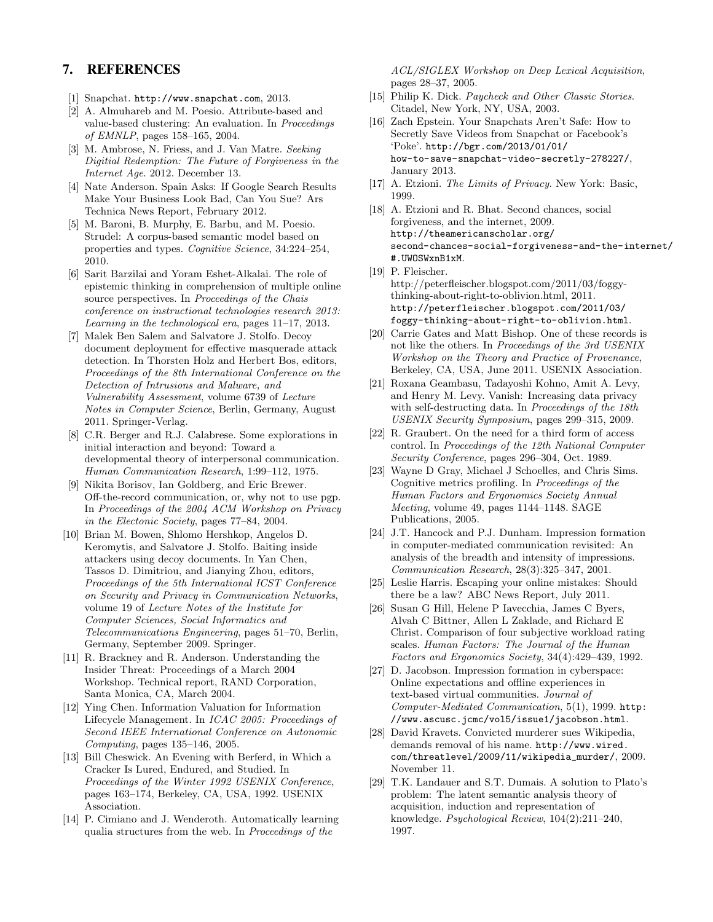## 7. REFERENCES

[1] Snapchat. http://www.snapchat.com, 2013.

[2] A. Almuhareb and M. Poesio. Attribute-based and value-based clustering: An evaluation. In *Proceedings of EMNLP*, pages 158–165, 2004.

[3] M. Ambrose, N. Friess, and J. Van Matre. *Seeking Digitial Redemption: The Future of Forgiveness in the Internet Age*. 2012. December 13.

[4] Nate Anderson. Spain Asks: If Google Search Results Make Your Business Look Bad, Can You Sue? Ars Technica News Report, February 2012.

[5] M. Baroni, B. Murphy, E. Barbu, and M. Poesio. Strudel: A corpus-based semantic model based on properties and types. *Cognitive Science*, 34:224–254, 2010.

[6] Sarit Barzilai and Yoram Eshet-Alkalai. The role of epistemic thinking in comprehension of multiple online source perspectives. In *Proceedings of the Chais conference on instructional technologies research 2013: Learning in the technological era*, pages 11–17, 2013.

[7] Malek Ben Salem and Salvatore J. Stolfo. Decoy document deployment for effective masquerade attack detection. In Thorsten Holz and Herbert Bos, editors, *Proceedings of the 8th International Conference on the Detection of Intrusions and Malware, and Vulnerability Assessment*, volume 6739 of *Lecture Notes in Computer Science*, Berlin, Germany, August 2011. Springer-Verlag.

[8] C.R. Berger and R.J. Calabrese. Some explorations in initial interaction and beyond: Toward a developmental theory of interpersonal communication. *Human Communication Research*, 1:99–112, 1975.

[9] Nikita Borisov, Ian Goldberg, and Eric Brewer. Off-the-record communication, or, why not to use pgp. In *Proceedings of the 2004 ACM Workshop on Privacy in the Electonic Society*, pages 77–84, 2004.

[10] Brian M. Bowen, Shlomo Hershkop, Angelos D. Keromytis, and Salvatore J. Stolfo. Baiting inside attackers using decoy documents. In Yan Chen, Tassos D. Dimitriou, and Jianying Zhou, editors, *Proceedings of the 5th International ICST Conference on Security and Privacy in Communication Networks*, volume 19 of *Lecture Notes of the Institute for Computer Sciences, Social Informatics and Telecommunications Engineering*, pages 51–70, Berlin, Germany, September 2009. Springer.

[11] R. Brackney and R. Anderson. Understanding the Insider Threat: Proceedings of a March 2004 Workshop. Technical report, RAND Corporation, Santa Monica, CA, March 2004.

[12] Ying Chen. Information Valuation for Information Lifecycle Management. In *ICAC 2005: Proceedings of Second IEEE International Conference on Autonomic Computing*, pages 135–146, 2005.

[13] Bill Cheswick. An Evening with Berferd, in Which a Cracker Is Lured, Endured, and Studied. In *Proceedings of the Winter 1992 USENIX Conference*, pages 163–174, Berkeley, CA, USA, 1992. USENIX Association.

[14] P. Cimiano and J. Wenderoth. Automatically learning qualia structures from the web. In *Proceedings of the ACL/SIGLEX Workshop on Deep Lexical Acquisition*, pages 28–37, 2005.

[15] Philip K. Dick. *Paycheck and Other Classic Stories*. Citadel, New York, NY, USA, 2003.

[16] Zach Epstein. Your Snapchats Aren't Safe: How to Secretly Save Videos from Snapchat or Facebook's 'Poke'. http://bgr.com/2013/01/01/how-to-save-snapchat-video-secretly-278227/, January 2013.

[17] A. Etzioni. *The Limits of Privacy*. New York: Basic, 1999.

[18] A. Etzioni and R. Bhat. Second chances, social forgiveness, and the internet, 2009. http://theamericanscholar.org/second-chances-social-forgiveness-and-the-internet/#.UWOSWxnB1xM.

[19] P. Fleischer. http://peterfleischer.blogspot.com/2011/03/foggy-thinking-about-right-to-oblivion.html, 2011. http://peterfleischer.blogspot.com/2011/03/foggy-thinking-about-right-to-oblivion.html.

[20] Carrie Gates and Matt Bishop. One of these records is not like the others. In *Proceedings of the 3rd USENIX Workshop on the Theory and Practice of Provenance*, Berkeley, CA, USA, June 2011. USENIX Association.

[21] Roxana Geambasu, Tadayoshi Kohno, Amit A. Levy, and Henry M. Levy. Vanish: Increasing data privacy with self-destructing data. In *Proceedings of the 18th USENIX Security Symposium*, pages 299–315, 2009.

[22] R. Graubert. On the need for a third form of access control. In *Proceedings of the 12th National Computer Security Conference*, pages 296–304, Oct. 1989.

[23] Wayne D Gray, Michael J Schoelles, and Chris Sims. Cognitive metrics profiling. In *Proceedings of the Human Factors and Ergonomics Society Annual Meeting*, volume 49, pages 1144–1148. SAGE Publications, 2005.

[24] J.T. Hancock and P.J. Dunham. Impression formation in computer-mediated communication revisited: An analysis of the breadth and intensity of impressions. *Communication Research*, 28(3):325–347, 2001.

[25] Leslie Harris. Escaping your online mistakes: Should there be a law? ABC News Report, July 2011.

[26] Susan G Hill, Helene P Iavecchia, James C Byers, Alvah C Bittner, Allen L Zaklade, and Richard E Christ. Comparison of four subjective workload rating scales. *Human Factors: The Journal of the Human Factors and Ergonomics Society*, 34(4):429–439, 1992.

[27] D. Jacobson. Impression formation in cyberspace: Online expectations and offline experiences in text-based virtual communities. *Journal of Computer-Mediated Communication*, 5(1), 1999. http://www.ascusc.jcmc/vol5/issue1/jacobson.html.

[28] David Kravets. Convicted murderer sues Wikipedia, demands removal of his name. http://www.wired.com/threatlevel/2009/11/wikipedia_murder/, 2009. November 11.

[29] T.K. Landauer and S.T. Dumais. A solution to Plato's problem: The latent semantic analysis theory of acquisition, induction and representation of knowledge. *Psychological Review*, 104(2):211–240, 1997.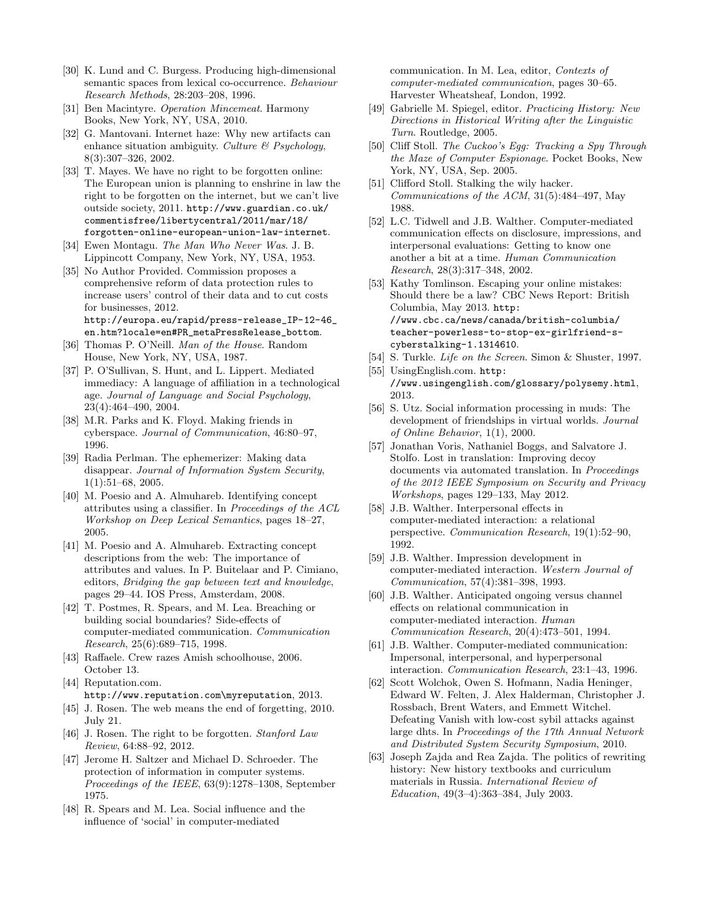[30] K. Lund and C. Burgess. Producing high-dimensional semantic spaces from lexical co-occurrence. *Behaviour Research Methods*, 28:203–208, 1996.

[31] Ben Macintyre. *Operation Mincemeat*. Harmony Books, New York, NY, USA, 2010.

[32] G. Mantovani. Internet haze: Why new artifacts can enhance situation ambiguity. *Culture & Psychology*, 8(3):307–326, 2002.

[33] T. Mayes. We have no right to be forgotten online: The European union is planning to enshrine in law the right to be forgotten on the internet, but we can't live outside society, 2011. http://www.guardian.co.uk/commentisfree/libertycentral/2011/mar/18/forgotten-online-european-union-law-internet.

[34] Ewen Montagu. *The Man Who Never Was*. J. B. Lippincott Company, New York, NY, USA, 1953.

[35] No Author Provided. Commission proposes a comprehensive reform of data protection rules to increase users' control of their data and to cut costs for businesses, 2012. http://europa.eu/rapid/press-release_IP-12-46_en.htm?locale=en#PR_metaPressRelease_bottom.

[36] Thomas P. O'Neill. *Man of the House*. Random House, New York, NY, USA, 1987.

[37] P. O'Sullivan, S. Hunt, and L. Lippert. Mediated immediacy: A language of affiliation in a technological age. *Journal of Language and Social Psychology*, 23(4):464–490, 2004.

[38] M.R. Parks and K. Floyd. Making friends in cyberspace. *Journal of Communication*, 46:80–97, 1996.

[39] Radia Perlman. The ephemerizer: Making data disappear. *Journal of Information System Security*, 1(1):51–68, 2005.

[40] M. Poesio and A. Almuhareb. Identifying concept attributes using a classifier. In *Proceedings of the ACL Workshop on Deep Lexical Semantics*, pages 18–27, 2005.

[41] M. Poesio and A. Almuhareb. Extracting concept descriptions from the web: The importance of attributes and values. In P. Buitelaar and P. Cimiano, editors, *Bridging the gap between text and knowledge*, pages 29–44. IOS Press, Amsterdam, 2008.

[42] T. Postmes, R. Spears, and M. Lea. Breaching or building social boundaries? Side-effects of computer-mediated communication. *Communication Research*, 25(6):689–715, 1998.

[43] Raffaele. Crew razes Amish schoolhouse, 2006. October 13.

[44] Reputation.com. http://www.reputation.com\myreputation, 2013.

[45] J. Rosen. The web means the end of forgetting, 2010. July 21.

[46] J. Rosen. The right to be forgotten. *Stanford Law Review*, 64:88–92, 2012.

[47] Jerome H. Saltzer and Michael D. Schroeder. The protection of information in computer systems. *Proceedings of the IEEE*, 63(9):1278–1308, September 1975.

[48] R. Spears and M. Lea. Social influence and the influence of 'social' in computer-mediated communication. In M. Lea, editor, *Contexts of computer-mediated communication*, pages 30–65. Harvester Wheatsheaf, London, 1992.

[49] Gabrielle M. Spiegel, editor. *Practicing History: New Directions in Historical Writing after the Linguistic Turn*. Routledge, 2005.

[50] Cliff Stoll. *The Cuckoo's Egg: Tracking a Spy Through the Maze of Computer Espionage*. Pocket Books, New York, NY, USA, Sep. 2005.

[51] Clifford Stoll. Stalking the wily hacker. *Communications of the ACM*, 31(5):484–497, May 1988.

[52] L.C. Tidwell and J.B. Walther. Computer-mediated communication effects on disclosure, impressions, and interpersonal evaluations: Getting to know one another a bit at a time. *Human Communication Research*, 28(3):317–348, 2002.

[53] Kathy Tomlinson. Escaping your online mistakes: Should there be a law? CBC News Report: British Columbia, May 2013. http://www.cbc.ca/news/canada/british-columbia/teacher-powerless-to-stop-ex-girlfriend-s-cyberstalking-1.1314610.

[54] S. Turkle. *Life on the Screen*. Simon & Shuster, 1997.

[55] UsingEnglish.com. http://www.usingenglish.com/glossary/polysemy.html, 2013.

[56] S. Utz. Social information processing in muds: The development of friendships in virtual worlds. *Journal of Online Behavior*, 1(1), 2000.

[57] Jonathan Voris, Nathaniel Boggs, and Salvatore J. Stolfo. Lost in translation: Improving decoy documents via automated translation. In *Proceedings of the 2012 IEEE Symposium on Security and Privacy Workshops*, pages 129–133, May 2012.

[58] J.B. Walther. Interpersonal effects in computer-mediated interaction: a relational perspective. *Communication Research*, 19(1):52–90, 1992.

[59] J.B. Walther. Impression development in computer-mediated interaction. *Western Journal of Communication*, 57(4):381–398, 1993.

[60] J.B. Walther. Anticipated ongoing versus channel effects on relational communication in computer-mediated interaction. *Human Communication Research*, 20(4):473–501, 1994.

[61] J.B. Walther. Computer-mediated communication: Impersonal, interpersonal, and hyperpersonal interaction. *Communication Research*, 23:1–43, 1996.

[62] Scott Wolchok, Owen S. Hofmann, Nadia Heninger, Edward W. Felten, J. Alex Halderman, Christopher J. Rossbach, Brent Waters, and Emmett Witchel. Defeating Vanish with low-cost sybil attacks against large dhts. In *Proceedings of the 17th Annual Network and Distributed System Security Symposium*, 2010.

[63] Joseph Zajda and Rea Zajda. The politics of rewriting history: New history textbooks and curriculum materials in Russia. *International Review of Education*, 49(3–4):363–384, July 2003.